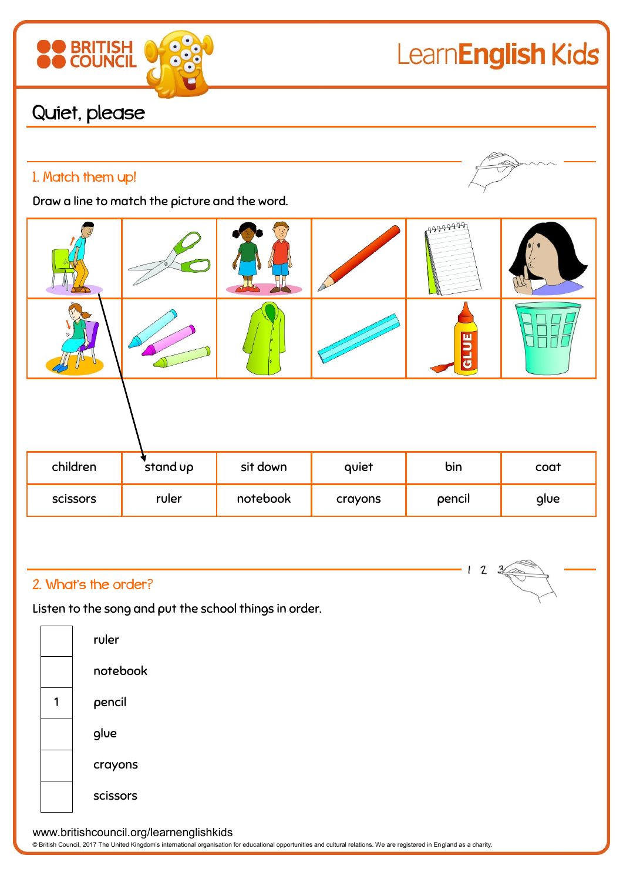# Quiet, please

## 1. Match them up!

Draw a line to match the picture and the word.

| children | stand up | sit down | quiet | bin | coat |
| --- | --- | --- | --- | --- | --- |
| scissors | ruler | notebook | crayons | pencil | glue |

## 2. What's the order?

Listen to the song and put the school things in order.

| | |
| --- | --- |
| | ruler |
| | notebook |
| 1 | pencil |
| | glue |
| | crayons |
| | scissors |

www.britishcouncil.org/learnenglishkids

© British Council, 2017 The United Kingdom's international organisation for educational opportunities and cultural relations. We are registered in England as a charity.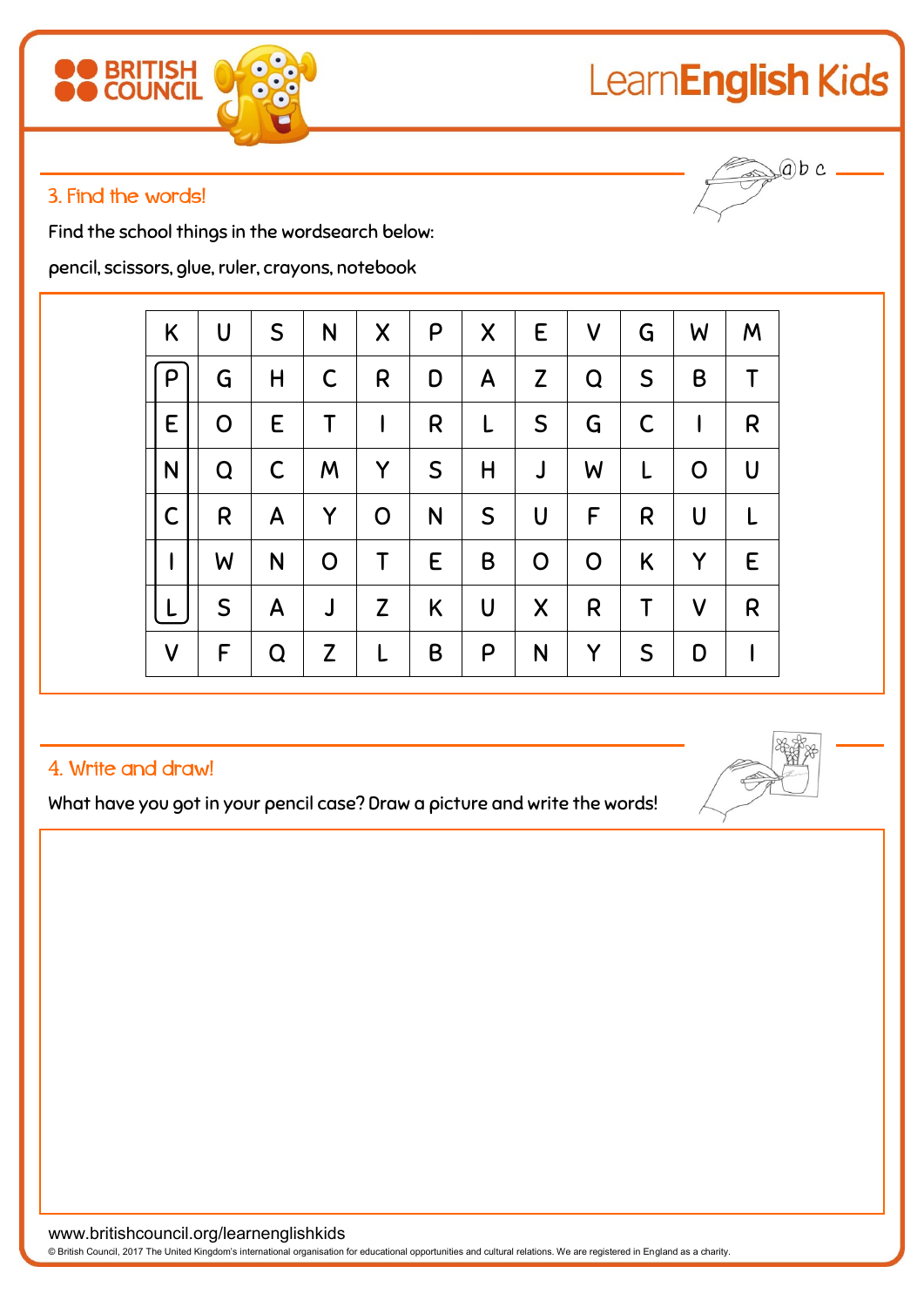## 3. Find the words!

Find the school things in the wordsearch below:

pencil, scissors, glue, ruler, crayons, notebook

| | | | | | | | | | | | |
|---|---|---|---|---|---|---|---|---|---|---|---|
| K | U | S | N | X | P | X | E | V | G | W | M |
| P | G | H | C | R | D | A | Z | Q | S | B | T |
| E | O | E | T | I | R | L | S | G | C | I | R |
| N | Q | C | M | Y | S | H | J | W | L | O | U |
| C | R | A | Y | O | N | S | U | F | R | U | L |
| I | W | N | O | T | E | B | O | O | K | Y | E |
| L | S | A | J | Z | K | U | X | R | T | V | R |
| V | F | Q | Z | L | B | P | N | Y | S | D | I |

## 4. Write and draw!

What have you got in your pencil case? Draw a picture and write the words!

www.britishcouncil.org/learnenglishkids

© British Council, 2017 The United Kingdom's international organisation for educational opportunities and cultural relations. We are registered in England as a charity.